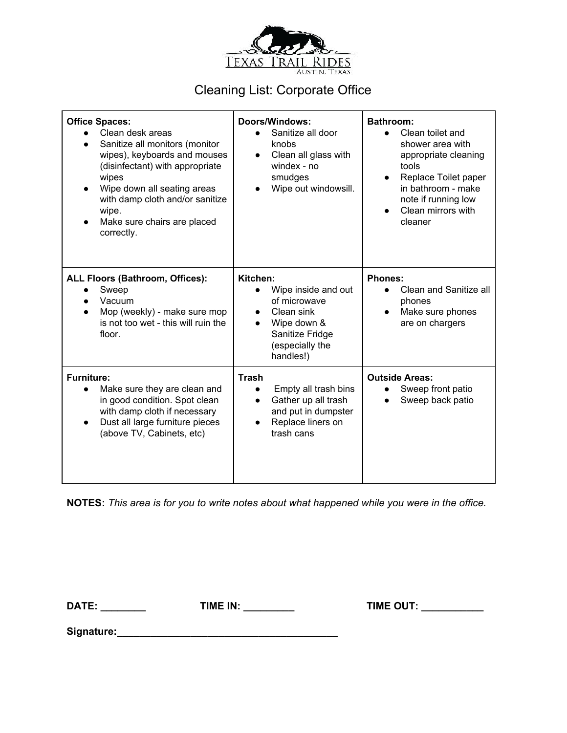TEXAS TRAIL RIDES
AUSTIN, TEXAS

# Cleaning List: Corporate Office

| **Office Spaces:** | **Doors/Windows:** | **Bathroom:** |
|---|---|---|
| • Clean desk areas<br>• Sanitize all monitors (monitor wipes), keyboards and mouses (disinfectant) with appropriate wipes<br>• Wipe down all seating areas with damp cloth and/or sanitize wipe.<br>• Make sure chairs are placed correctly. | • Sanitize all door knobs<br>• Clean all glass with windex - no smudges<br>• Wipe out windowsill. | • Clean toilet and shower area with appropriate cleaning tools<br>• Replace Toilet paper in bathroom - make note if running low<br>• Clean mirrors with cleaner |
| **ALL Floors (Bathroom, Offices):**<br>• Sweep<br>• Vacuum<br>• Mop (weekly) - make sure mop is not too wet - this will ruin the floor. | **Kitchen:**<br>• Wipe inside and out of microwave<br>• Clean sink<br>• Wipe down & Sanitize Fridge (especially the handles!) | **Phones:**<br>• Clean and Sanitize all phones<br>• Make sure phones are on chargers |
| **Furniture:**<br>• Make sure they are clean and in good condition. Spot clean with damp cloth if necessary<br>• Dust all large furniture pieces (above TV, Cabinets, etc) | **Trash**<br>• Empty all trash bins<br>• Gather up all trash and put in dumpster<br>• Replace liners on trash cans | **Outside Areas:**<br>• Sweep front patio<br>• Sweep back patio |

**NOTES:** *This area is for you to write notes about what happened while you were in the office.*

**DATE:** ________ **TIME IN:** _________ **TIME OUT:** ___________

**Signature:**________________________________________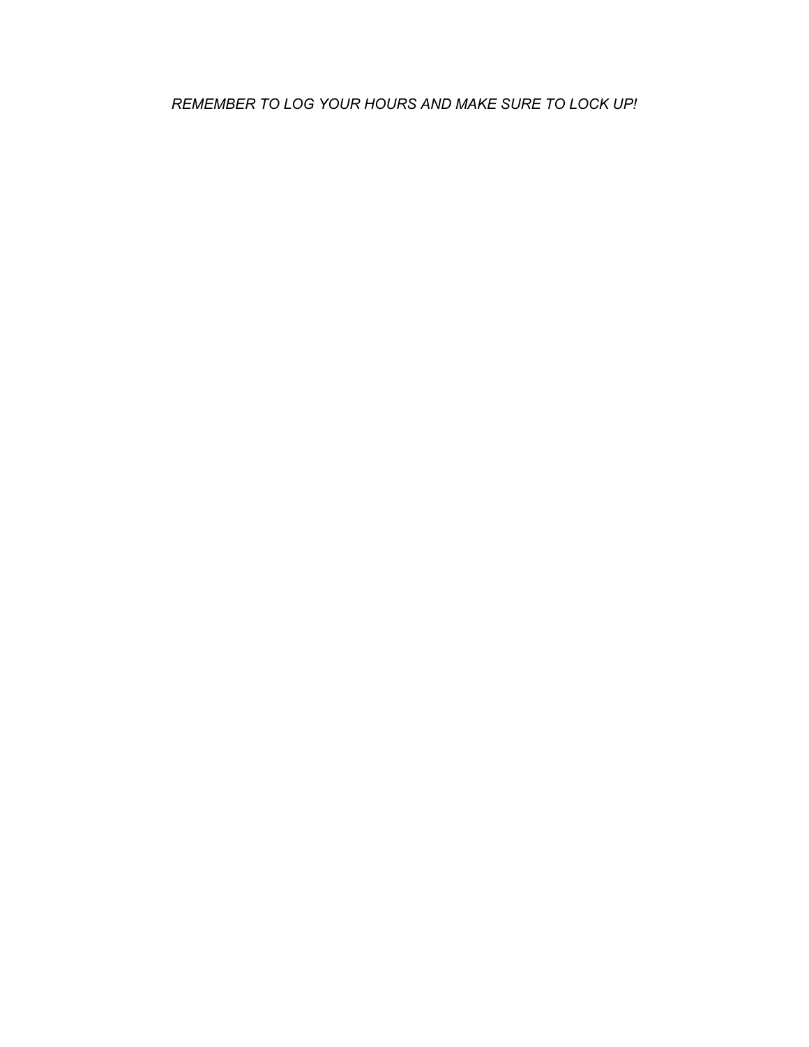*REMEMBER TO LOG YOUR HOURS AND MAKE SURE TO LOCK UP!*